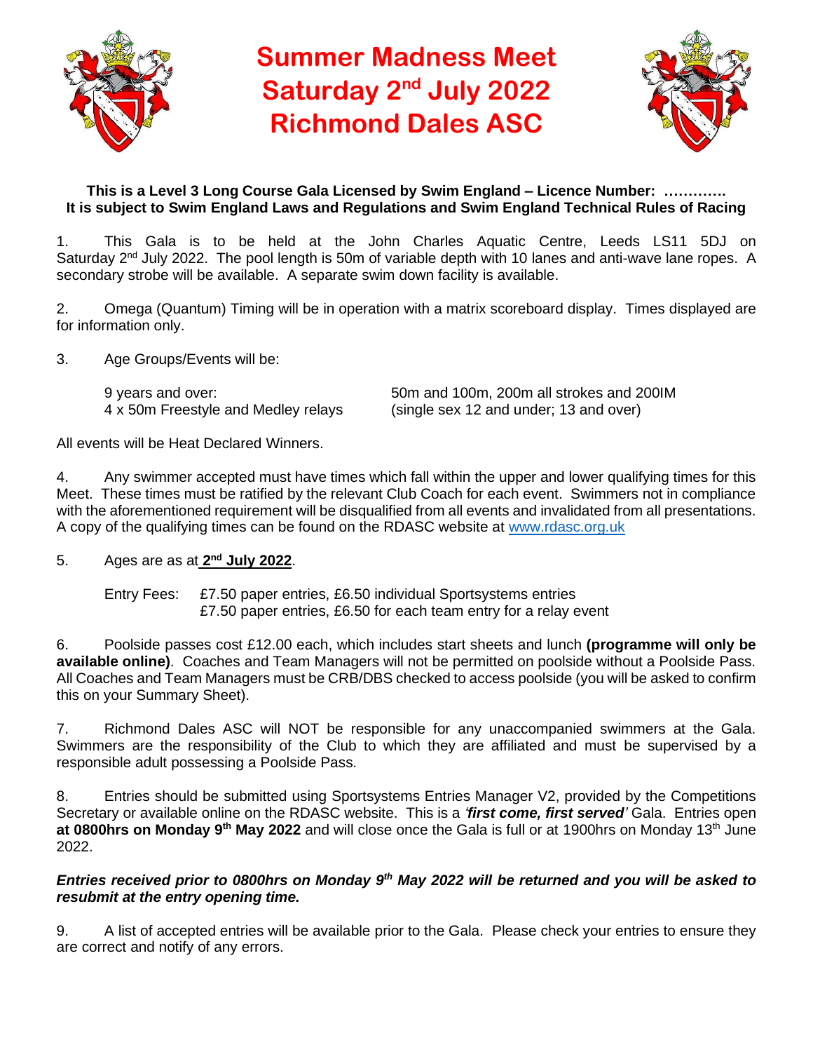# Summer Madness Meet
# Saturday 2nd July 2022
# Richmond Dales ASC

**This is a Level 3 Long Course Gala Licensed by Swim England – Licence Number: ………….**
**It is subject to Swim England Laws and Regulations and Swim England Technical Rules of Racing**

1. This Gala is to be held at the John Charles Aquatic Centre, Leeds LS11 5DJ on Saturday 2nd July 2022. The pool length is 50m of variable depth with 10 lanes and anti-wave lane ropes. A secondary strobe will be available. A separate swim down facility is available.

2. Omega (Quantum) Timing will be in operation with a matrix scoreboard display. Times displayed are for information only.

3. Age Groups/Events will be:

| | |
|---|---|
| 9 years and over: | 50m and 100m, 200m all strokes and 200IM |
| 4 x 50m Freestyle and Medley relays | (single sex 12 and under; 13 and over) |

All events will be Heat Declared Winners.

4. Any swimmer accepted must have times which fall within the upper and lower qualifying times for this Meet. These times must be ratified by the relevant Club Coach for each event. Swimmers not in compliance with the aforementioned requirement will be disqualified from all events and invalidated from all presentations. A copy of the qualifying times can be found on the RDASC website at www.rdasc.org.uk

5. Ages are as at **2nd July 2022**.

Entry Fees: £7.50 paper entries, £6.50 individual Sportsystems entries
£7.50 paper entries, £6.50 for each team entry for a relay event

6. Poolside passes cost £12.00 each, which includes start sheets and lunch **(programme will only be available online)**. Coaches and Team Managers will not be permitted on poolside without a Poolside Pass. All Coaches and Team Managers must be CRB/DBS checked to access poolside (you will be asked to confirm this on your Summary Sheet).

7. Richmond Dales ASC will NOT be responsible for any unaccompanied swimmers at the Gala. Swimmers are the responsibility of the Club to which they are affiliated and must be supervised by a responsible adult possessing a Poolside Pass.

8. Entries should be submitted using Sportsystems Entries Manager V2, provided by the Competitions Secretary or available online on the RDASC website. This is a *'**first come, first served**'* Gala. Entries open **at 0800hrs on Monday 9th May 2022** and will close once the Gala is full or at 1900hrs on Monday 13th June 2022.

***Entries received prior to 0800hrs on Monday 9th May 2022 will be returned and you will be asked to resubmit at the entry opening time.***

9. A list of accepted entries will be available prior to the Gala. Please check your entries to ensure they are correct and notify of any errors.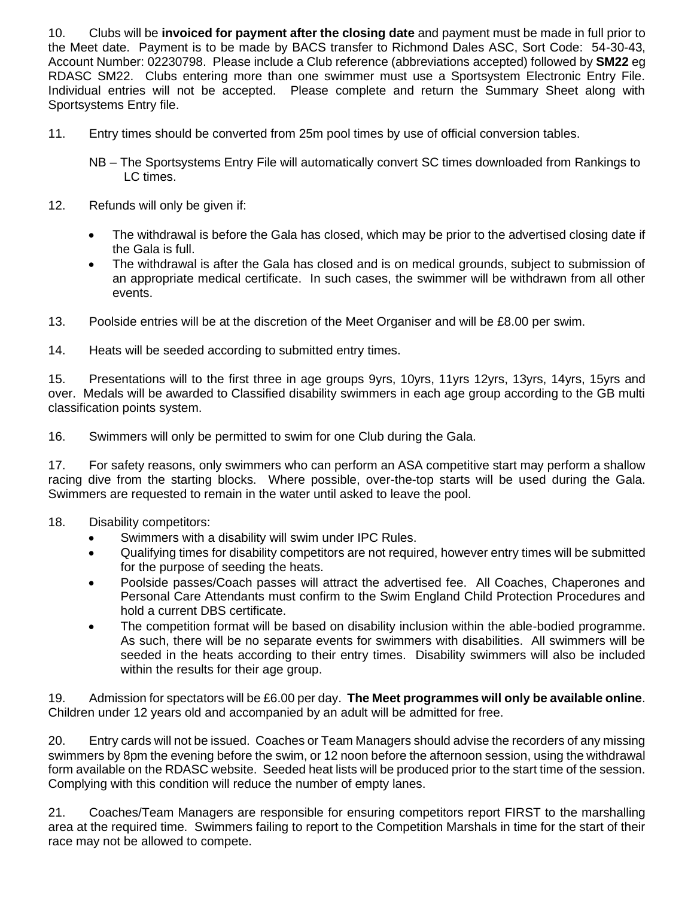10. Clubs will be **invoiced for payment after the closing date** and payment must be made in full prior to the Meet date. Payment is to be made by BACS transfer to Richmond Dales ASC, Sort Code: 54-30-43, Account Number: 02230798. Please include a Club reference (abbreviations accepted) followed by **SM22** eg RDASC SM22. Clubs entering more than one swimmer must use a Sportsystem Electronic Entry File. Individual entries will not be accepted. Please complete and return the Summary Sheet along with Sportsystems Entry file.

11. Entry times should be converted from 25m pool times by use of official conversion tables.

    NB – The Sportsystems Entry File will automatically convert SC times downloaded from Rankings to LC times.

12. Refunds will only be given if:

    - The withdrawal is before the Gala has closed, which may be prior to the advertised closing date if the Gala is full.
    - The withdrawal is after the Gala has closed and is on medical grounds, subject to submission of an appropriate medical certificate. In such cases, the swimmer will be withdrawn from all other events.

13. Poolside entries will be at the discretion of the Meet Organiser and will be £8.00 per swim.

14. Heats will be seeded according to submitted entry times.

15. Presentations will to the first three in age groups 9yrs, 10yrs, 11yrs 12yrs, 13yrs, 14yrs, 15yrs and over. Medals will be awarded to Classified disability swimmers in each age group according to the GB multi classification points system.

16. Swimmers will only be permitted to swim for one Club during the Gala.

17. For safety reasons, only swimmers who can perform an ASA competitive start may perform a shallow racing dive from the starting blocks. Where possible, over-the-top starts will be used during the Gala. Swimmers are requested to remain in the water until asked to leave the pool.

18. Disability competitors:
    - Swimmers with a disability will swim under IPC Rules.
    - Qualifying times for disability competitors are not required, however entry times will be submitted for the purpose of seeding the heats.
    - Poolside passes/Coach passes will attract the advertised fee. All Coaches, Chaperones and Personal Care Attendants must confirm to the Swim England Child Protection Procedures and hold a current DBS certificate.
    - The competition format will be based on disability inclusion within the able-bodied programme. As such, there will be no separate events for swimmers with disabilities. All swimmers will be seeded in the heats according to their entry times. Disability swimmers will also be included within the results for their age group.

19. Admission for spectators will be £6.00 per day. **The Meet programmes will only be available online**. Children under 12 years old and accompanied by an adult will be admitted for free.

20. Entry cards will not be issued. Coaches or Team Managers should advise the recorders of any missing swimmers by 8pm the evening before the swim, or 12 noon before the afternoon session, using the withdrawal form available on the RDASC website. Seeded heat lists will be produced prior to the start time of the session. Complying with this condition will reduce the number of empty lanes.

21. Coaches/Team Managers are responsible for ensuring competitors report FIRST to the marshalling area at the required time. Swimmers failing to report to the Competition Marshals in time for the start of their race may not be allowed to compete.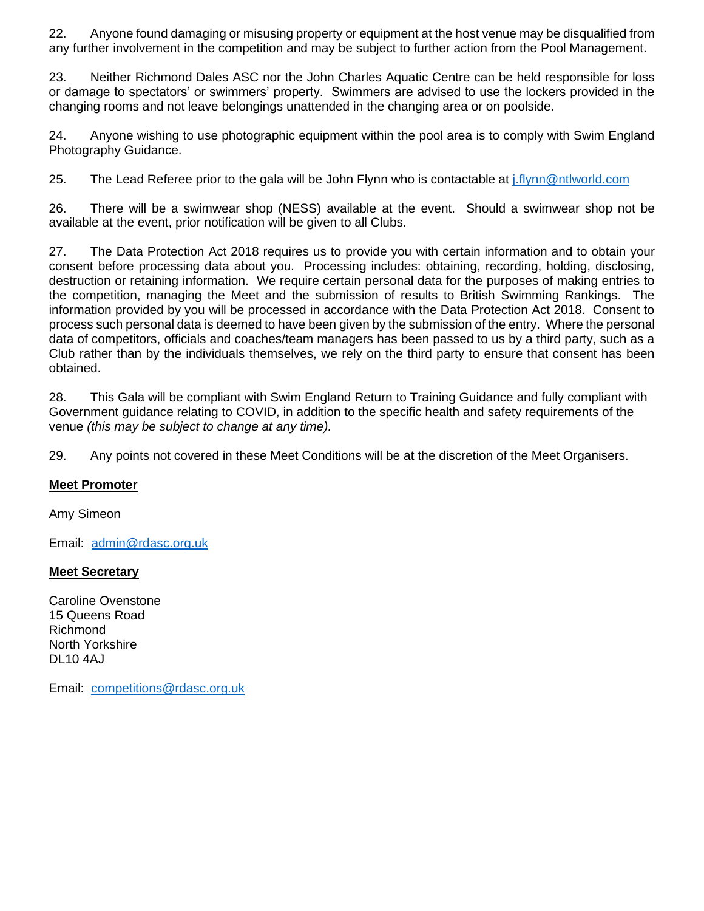22. Anyone found damaging or misusing property or equipment at the host venue may be disqualified from any further involvement in the competition and may be subject to further action from the Pool Management.

23. Neither Richmond Dales ASC nor the John Charles Aquatic Centre can be held responsible for loss or damage to spectators' or swimmers' property. Swimmers are advised to use the lockers provided in the changing rooms and not leave belongings unattended in the changing area or on poolside.

24. Anyone wishing to use photographic equipment within the pool area is to comply with Swim England Photography Guidance.

25. The Lead Referee prior to the gala will be John Flynn who is contactable at j.flynn@ntlworld.com

26. There will be a swimwear shop (NESS) available at the event. Should a swimwear shop not be available at the event, prior notification will be given to all Clubs.

27. The Data Protection Act 2018 requires us to provide you with certain information and to obtain your consent before processing data about you. Processing includes: obtaining, recording, holding, disclosing, destruction or retaining information. We require certain personal data for the purposes of making entries to the competition, managing the Meet and the submission of results to British Swimming Rankings. The information provided by you will be processed in accordance with the Data Protection Act 2018. Consent to process such personal data is deemed to have been given by the submission of the entry. Where the personal data of competitors, officials and coaches/team managers has been passed to us by a third party, such as a Club rather than by the individuals themselves, we rely on the third party to ensure that consent has been obtained.

28. This Gala will be compliant with Swim England Return to Training Guidance and fully compliant with Government guidance relating to COVID, in addition to the specific health and safety requirements of the venue *(this may be subject to change at any time).*

29. Any points not covered in these Meet Conditions will be at the discretion of the Meet Organisers.

**Meet Promoter**

Amy Simeon

Email: admin@rdasc.org.uk

**Meet Secretary**

Caroline Ovenstone
15 Queens Road
Richmond
North Yorkshire
DL10 4AJ

Email: competitions@rdasc.org.uk